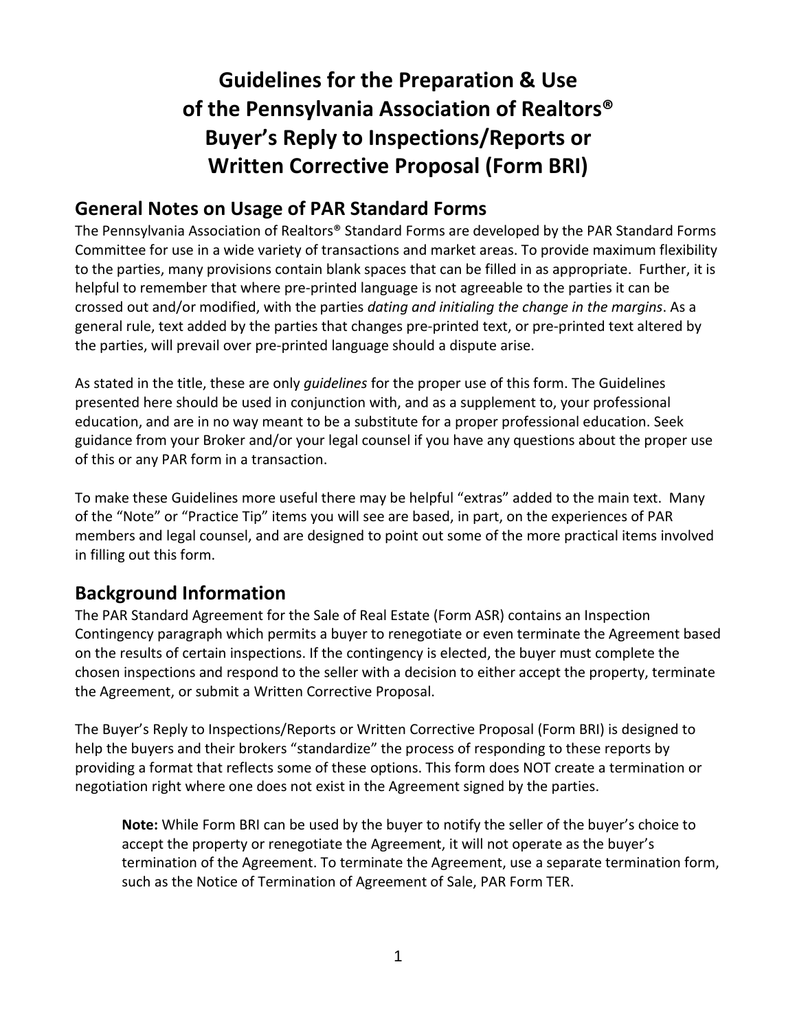# Guidelines for the Preparation & Use of the Pennsylvania Association of Realtors® Buyer's Reply to Inspections/Reports or Written Corrective Proposal (Form BRI)

## General Notes on Usage of PAR Standard Forms

The Pennsylvania Association of Realtors® Standard Forms are developed by the PAR Standard Forms Committee for use in a wide variety of transactions and market areas. To provide maximum flexibility to the parties, many provisions contain blank spaces that can be filled in as appropriate. Further, it is helpful to remember that where pre-printed language is not agreeable to the parties it can be crossed out and/or modified, with the parties *dating and initialing the change in the margins*. As a general rule, text added by the parties that changes pre-printed text, or pre-printed text altered by the parties, will prevail over pre-printed language should a dispute arise.

As stated in the title, these are only *guidelines* for the proper use of this form. The Guidelines presented here should be used in conjunction with, and as a supplement to, your professional education, and are in no way meant to be a substitute for a proper professional education. Seek guidance from your Broker and/or your legal counsel if you have any questions about the proper use of this or any PAR form in a transaction.

To make these Guidelines more useful there may be helpful "extras" added to the main text. Many of the "Note" or "Practice Tip" items you will see are based, in part, on the experiences of PAR members and legal counsel, and are designed to point out some of the more practical items involved in filling out this form.

## Background Information

The PAR Standard Agreement for the Sale of Real Estate (Form ASR) contains an Inspection Contingency paragraph which permits a buyer to renegotiate or even terminate the Agreement based on the results of certain inspections. If the contingency is elected, the buyer must complete the chosen inspections and respond to the seller with a decision to either accept the property, terminate the Agreement, or submit a Written Corrective Proposal.

The Buyer's Reply to Inspections/Reports or Written Corrective Proposal (Form BRI) is designed to help the buyers and their brokers "standardize" the process of responding to these reports by providing a format that reflects some of these options. This form does NOT create a termination or negotiation right where one does not exist in the Agreement signed by the parties.

> **Note:** While Form BRI can be used by the buyer to notify the seller of the buyer's choice to accept the property or renegotiate the Agreement, it will not operate as the buyer's termination of the Agreement. To terminate the Agreement, use a separate termination form, such as the Notice of Termination of Agreement of Sale, PAR Form TER.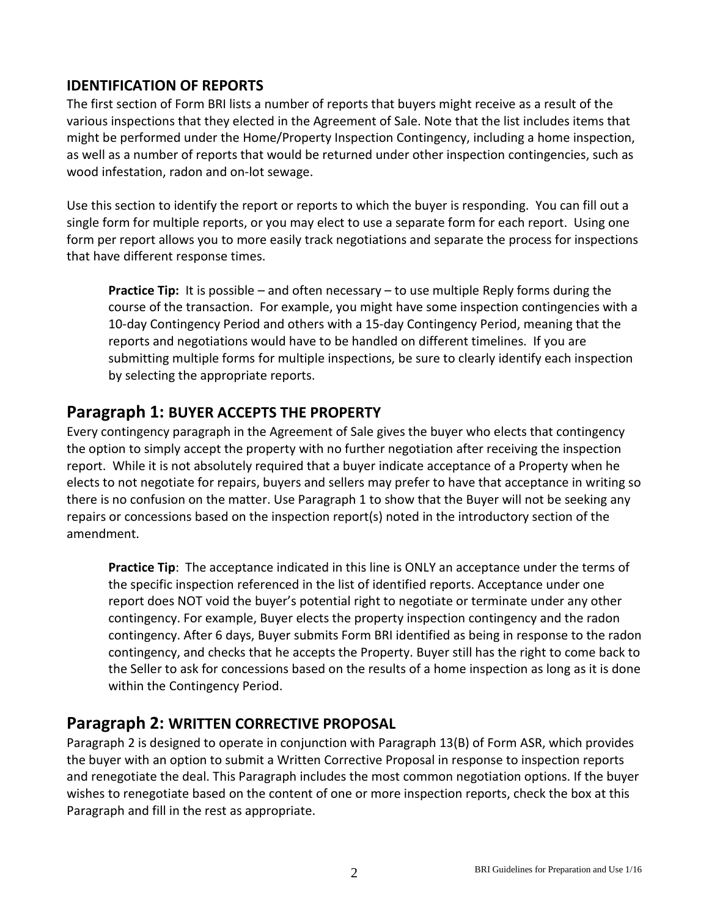## IDENTIFICATION OF REPORTS

The first section of Form BRI lists a number of reports that buyers might receive as a result of the various inspections that they elected in the Agreement of Sale. Note that the list includes items that might be performed under the Home/Property Inspection Contingency, including a home inspection, as well as a number of reports that would be returned under other inspection contingencies, such as wood infestation, radon and on-lot sewage.

Use this section to identify the report or reports to which the buyer is responding. You can fill out a single form for multiple reports, or you may elect to use a separate form for each report. Using one form per report allows you to more easily track negotiations and separate the process for inspections that have different response times.

> **Practice Tip:** It is possible – and often necessary – to use multiple Reply forms during the course of the transaction. For example, you might have some inspection contingencies with a 10-day Contingency Period and others with a 15-day Contingency Period, meaning that the reports and negotiations would have to be handled on different timelines. If you are submitting multiple forms for multiple inspections, be sure to clearly identify each inspection by selecting the appropriate reports.

## Paragraph 1: BUYER ACCEPTS THE PROPERTY

Every contingency paragraph in the Agreement of Sale gives the buyer who elects that contingency the option to simply accept the property with no further negotiation after receiving the inspection report. While it is not absolutely required that a buyer indicate acceptance of a Property when he elects to not negotiate for repairs, buyers and sellers may prefer to have that acceptance in writing so there is no confusion on the matter. Use Paragraph 1 to show that the Buyer will not be seeking any repairs or concessions based on the inspection report(s) noted in the introductory section of the amendment.

> **Practice Tip**: The acceptance indicated in this line is ONLY an acceptance under the terms of the specific inspection referenced in the list of identified reports. Acceptance under one report does NOT void the buyer's potential right to negotiate or terminate under any other contingency. For example, Buyer elects the property inspection contingency and the radon contingency. After 6 days, Buyer submits Form BRI identified as being in response to the radon contingency, and checks that he accepts the Property. Buyer still has the right to come back to the Seller to ask for concessions based on the results of a home inspection as long as it is done within the Contingency Period.

## Paragraph 2: WRITTEN CORRECTIVE PROPOSAL

Paragraph 2 is designed to operate in conjunction with Paragraph 13(B) of Form ASR, which provides the buyer with an option to submit a Written Corrective Proposal in response to inspection reports and renegotiate the deal. This Paragraph includes the most common negotiation options. If the buyer wishes to renegotiate based on the content of one or more inspection reports, check the box at this Paragraph and fill in the rest as appropriate.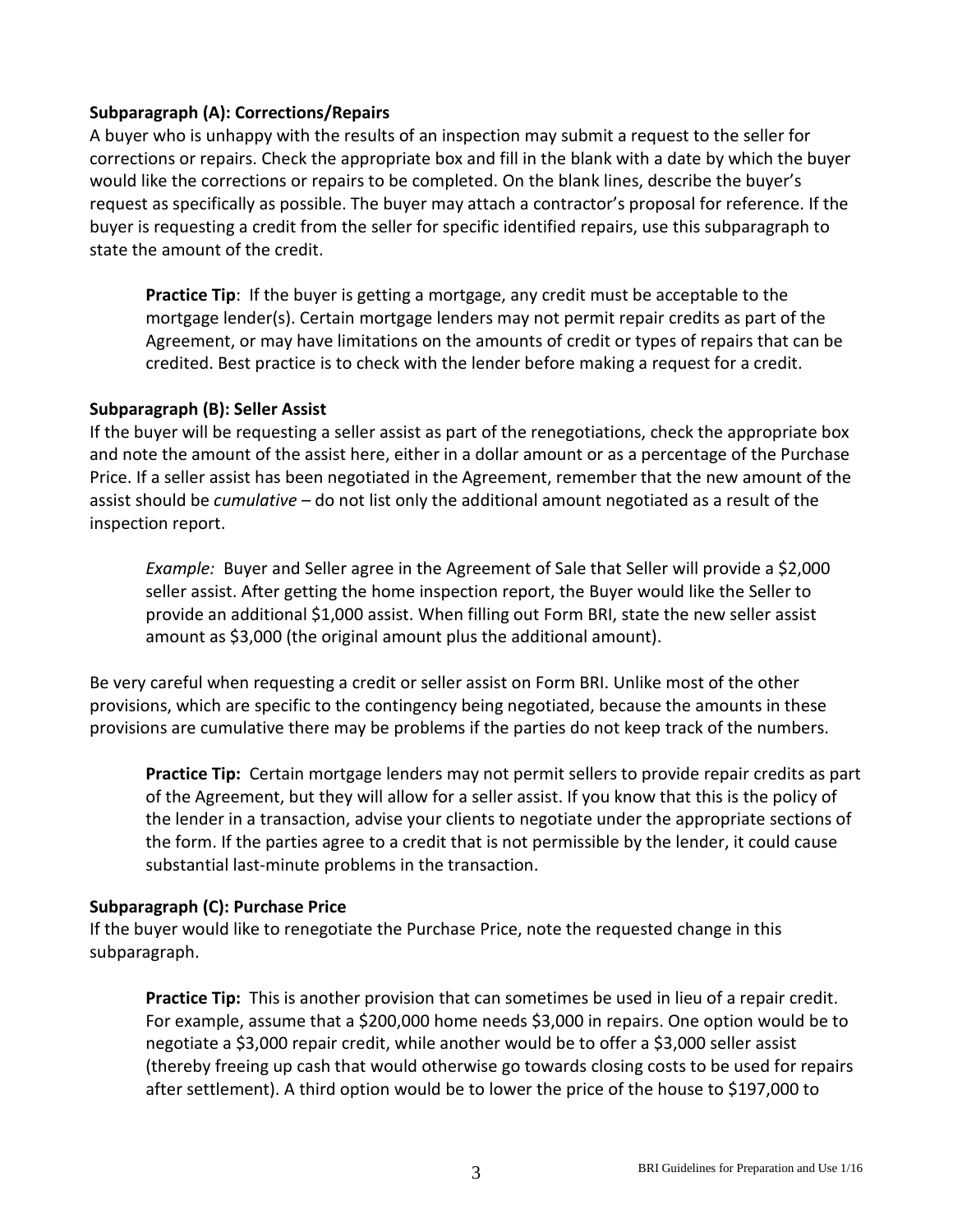**Subparagraph (A): Corrections/Repairs**

A buyer who is unhappy with the results of an inspection may submit a request to the seller for corrections or repairs. Check the appropriate box and fill in the blank with a date by which the buyer would like the corrections or repairs to be completed. On the blank lines, describe the buyer's request as specifically as possible. The buyer may attach a contractor's proposal for reference. If the buyer is requesting a credit from the seller for specific identified repairs, use this subparagraph to state the amount of the credit.

> **Practice Tip**: If the buyer is getting a mortgage, any credit must be acceptable to the mortgage lender(s). Certain mortgage lenders may not permit repair credits as part of the Agreement, or may have limitations on the amounts of credit or types of repairs that can be credited. Best practice is to check with the lender before making a request for a credit.

**Subparagraph (B): Seller Assist**

If the buyer will be requesting a seller assist as part of the renegotiations, check the appropriate box and note the amount of the assist here, either in a dollar amount or as a percentage of the Purchase Price. If a seller assist has been negotiated in the Agreement, remember that the new amount of the assist should be *cumulative* – do not list only the additional amount negotiated as a result of the inspection report.

> *Example:* Buyer and Seller agree in the Agreement of Sale that Seller will provide a $2,000 seller assist. After getting the home inspection report, the Buyer would like the Seller to provide an additional $1,000 assist. When filling out Form BRI, state the new seller assist amount as $3,000 (the original amount plus the additional amount).

Be very careful when requesting a credit or seller assist on Form BRI. Unlike most of the other provisions, which are specific to the contingency being negotiated, because the amounts in these provisions are cumulative there may be problems if the parties do not keep track of the numbers.

> **Practice Tip:** Certain mortgage lenders may not permit sellers to provide repair credits as part of the Agreement, but they will allow for a seller assist. If you know that this is the policy of the lender in a transaction, advise your clients to negotiate under the appropriate sections of the form. If the parties agree to a credit that is not permissible by the lender, it could cause substantial last-minute problems in the transaction.

**Subparagraph (C): Purchase Price**

If the buyer would like to renegotiate the Purchase Price, note the requested change in this subparagraph.

> **Practice Tip:** This is another provision that can sometimes be used in lieu of a repair credit. For example, assume that a $200,000 home needs $3,000 in repairs. One option would be to negotiate a $3,000 repair credit, while another would be to offer a $3,000 seller assist (thereby freeing up cash that would otherwise go towards closing costs to be used for repairs after settlement). A third option would be to lower the price of the house to $197,000 to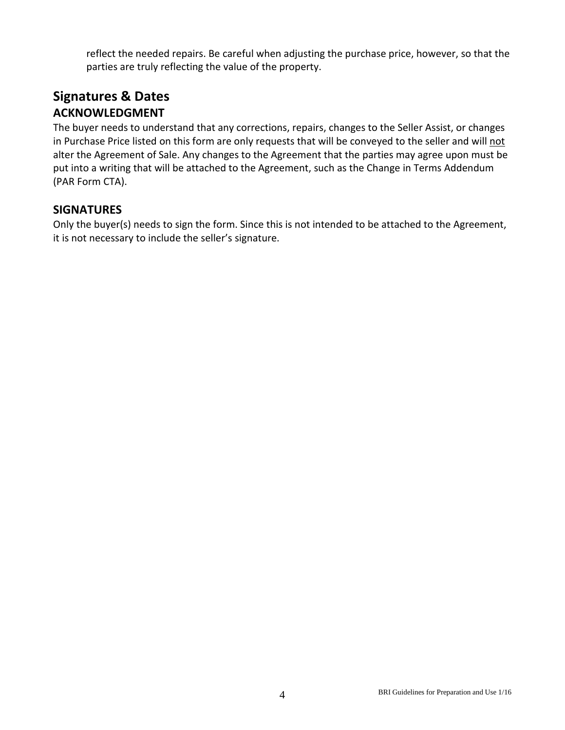reflect the needed repairs. Be careful when adjusting the purchase price, however, so that the parties are truly reflecting the value of the property.

## Signatures & Dates

### ACKNOWLEDGMENT

The buyer needs to understand that any corrections, repairs, changes to the Seller Assist, or changes in Purchase Price listed on this form are only requests that will be conveyed to the seller and will <u>not</u> alter the Agreement of Sale. Any changes to the Agreement that the parties may agree upon must be put into a writing that will be attached to the Agreement, such as the Change in Terms Addendum (PAR Form CTA).

### SIGNATURES

Only the buyer(s) needs to sign the form. Since this is not intended to be attached to the Agreement, it is not necessary to include the seller's signature.